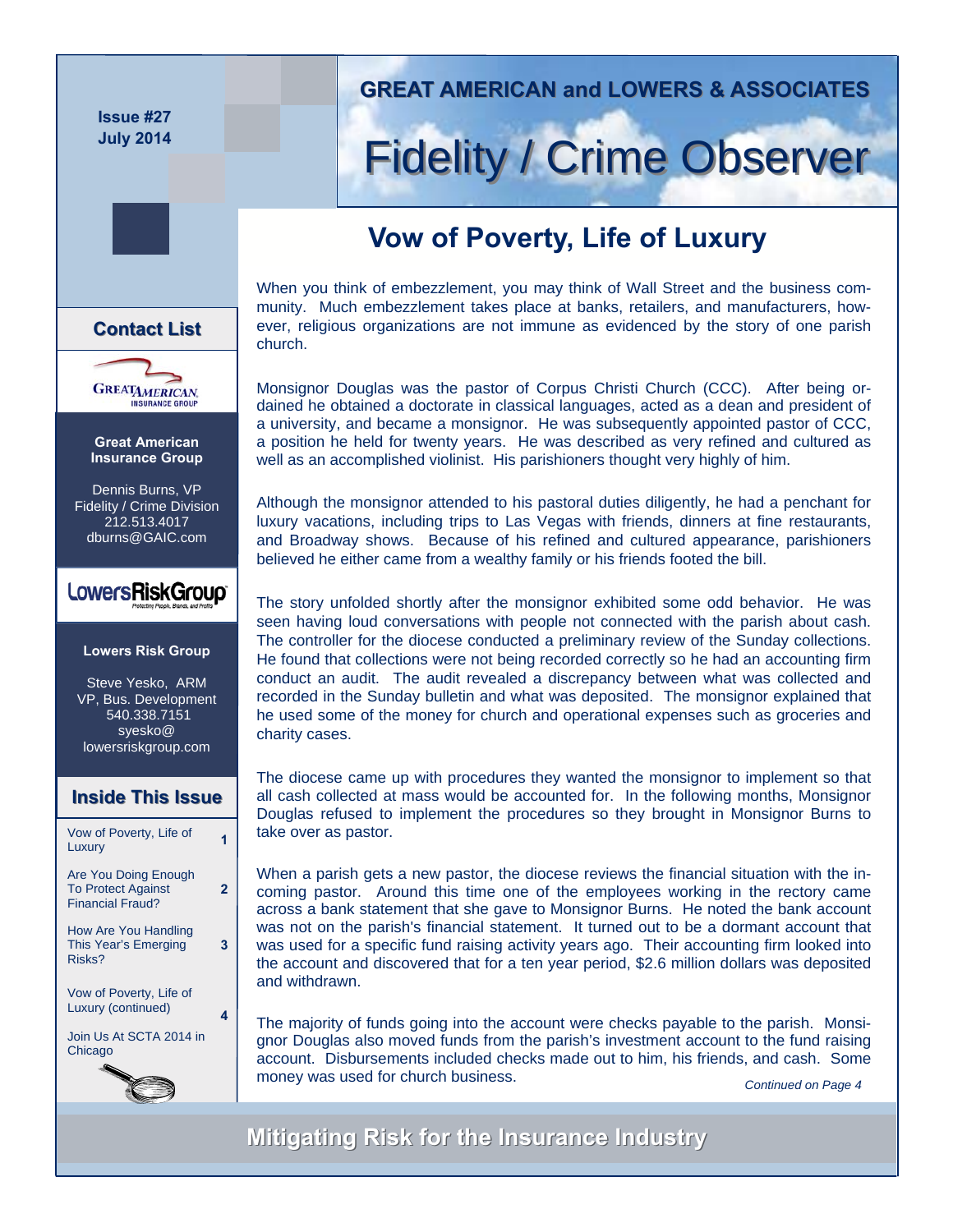Issue #27
July 2014

**GREAT AMERICAN and LOWERS & ASSOCIATES**

# Fidelity / Crime Observer

## Vow of Poverty, Life of Luxury

When you think of embezzlement, you may think of Wall Street and the business community. Much embezzlement takes place at banks, retailers, and manufacturers, however, religious organizations are not immune as evidenced by the story of one parish church.

Monsignor Douglas was the pastor of Corpus Christi Church (CCC). After being ordained he obtained a doctorate in classical languages, acted as a dean and president of a university, and became a monsignor. He was subsequently appointed pastor of CCC, a position he held for twenty years. He was described as very refined and cultured as well as an accomplished violinist. His parishioners thought very highly of him.

Although the monsignor attended to his pastoral duties diligently, he had a penchant for luxury vacations, including trips to Las Vegas with friends, dinners at fine restaurants, and Broadway shows. Because of his refined and cultured appearance, parishioners believed he either came from a wealthy family or his friends footed the bill.

The story unfolded shortly after the monsignor exhibited some odd behavior. He was seen having loud conversations with people not connected with the parish about cash. The controller for the diocese conducted a preliminary review of the Sunday collections. He found that collections were not being recorded correctly so he had an accounting firm conduct an audit. The audit revealed a discrepancy between what was collected and recorded in the Sunday bulletin and what was deposited. The monsignor explained that he used some of the money for church and operational expenses such as groceries and charity cases.

The diocese came up with procedures they wanted the monsignor to implement so that all cash collected at mass would be accounted for. In the following months, Monsignor Douglas refused to implement the procedures so they brought in Monsignor Burns to take over as pastor.

When a parish gets a new pastor, the diocese reviews the financial situation with the incoming pastor. Around this time one of the employees working in the rectory came across a bank statement that she gave to Monsignor Burns. He noted the bank account was not on the parish's financial statement. It turned out to be a dormant account that was used for a specific fund raising activity years ago. Their accounting firm looked into the account and discovered that for a ten year period, $2.6 million dollars was deposited and withdrawn.

The majority of funds going into the account were checks payable to the parish. Monsignor Douglas also moved funds from the parish's investment account to the fund raising account. Disbursements included checks made out to him, his friends, and cash. Some money was used for church business.

*Continued on Page 4*

### Contact List

**Great American Insurance Group**

Dennis Burns, VP
Fidelity / Crime Division
212.513.4017
dburns@GAIC.com

**Lowers Risk Group**

Steve Yesko, ARM
VP, Bus. Development
540.338.7151
syesko@lowersriskgroup.com

### Inside This Issue

| Article | Page |
| --- | --- |
| Vow of Poverty, Life of Luxury | 1 |
| Are You Doing Enough To Protect Against Financial Fraud? | 2 |
| How Are You Handling This Year's Emerging Risks? | 3 |
| Vow of Poverty, Life of Luxury (continued) | 4 |
| Join Us At SCTA 2014 in Chicago | |

**Mitigating Risk for the Insurance Industry**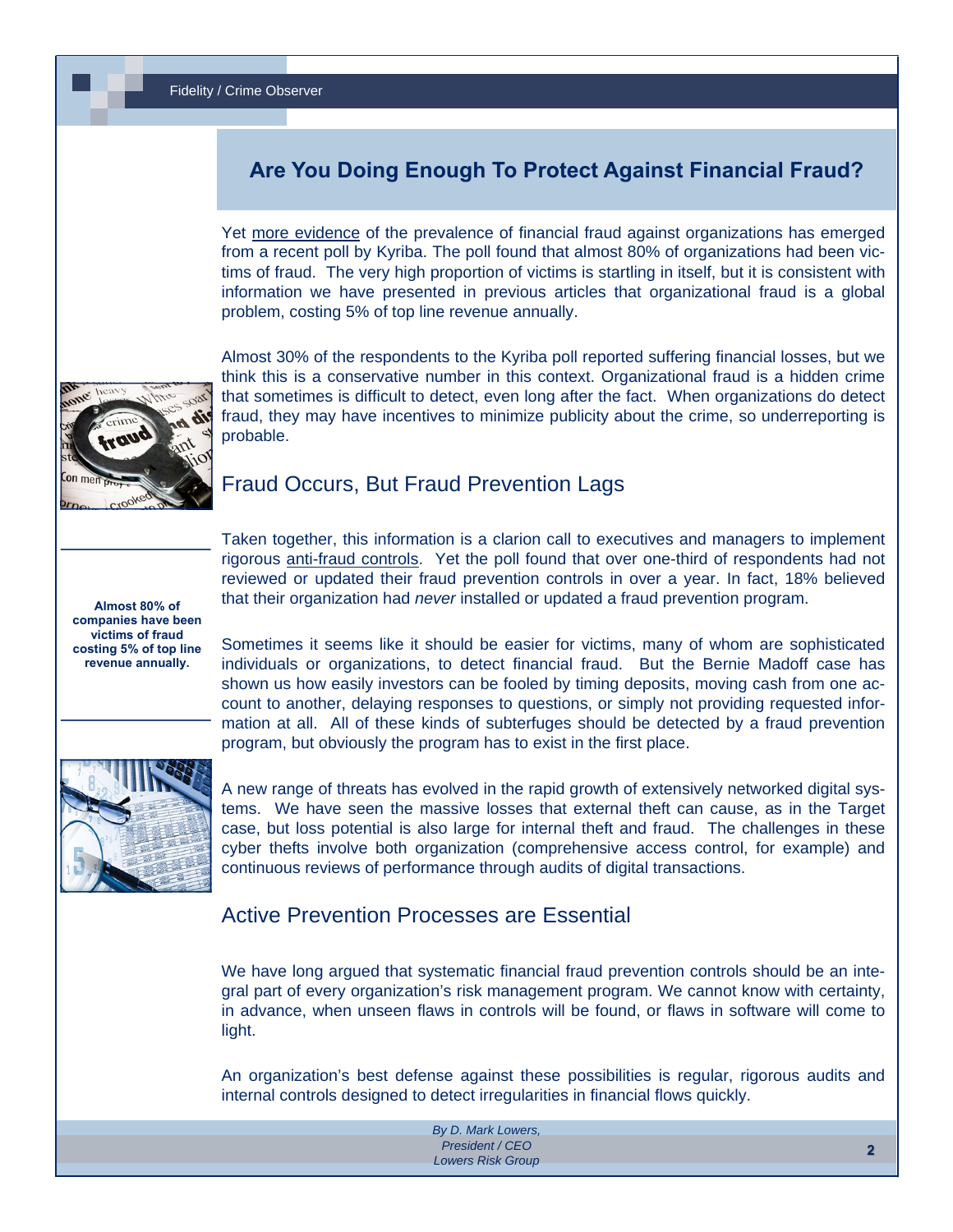## Are You Doing Enough To Protect Against Financial Fraud?

Yet more evidence of the prevalence of financial fraud against organizations has emerged from a recent poll by Kyriba. The poll found that almost 80% of organizations had been victims of fraud. The very high proportion of victims is startling in itself, but it is consistent with information we have presented in previous articles that organizational fraud is a global problem, costing 5% of top line revenue annually.

Almost 30% of the respondents to the Kyriba poll reported suffering financial losses, but we think this is a conservative number in this context. Organizational fraud is a hidden crime that sometimes is difficult to detect, even long after the fact. When organizations do detect fraud, they may have incentives to minimize publicity about the crime, so underreporting is probable.

### Fraud Occurs, But Fraud Prevention Lags

**Almost 80% of companies have been victims of fraud costing 5% of top line revenue annually.**

Taken together, this information is a clarion call to executives and managers to implement rigorous anti-fraud controls. Yet the poll found that over one-third of respondents had not reviewed or updated their fraud prevention controls in over a year. In fact, 18% believed that their organization had *never* installed or updated a fraud prevention program.

Sometimes it seems like it should be easier for victims, many of whom are sophisticated individuals or organizations, to detect financial fraud. But the Bernie Madoff case has shown us how easily investors can be fooled by timing deposits, moving cash from one account to another, delaying responses to questions, or simply not providing requested information at all. All of these kinds of subterfuges should be detected by a fraud prevention program, but obviously the program has to exist in the first place.

A new range of threats has evolved in the rapid growth of extensively networked digital systems. We have seen the massive losses that external theft can cause, as in the Target case, but loss potential is also large for internal theft and fraud. The challenges in these cyber thefts involve both organization (comprehensive access control, for example) and continuous reviews of performance through audits of digital transactions.

### Active Prevention Processes are Essential

We have long argued that systematic financial fraud prevention controls should be an integral part of every organization's risk management program. We cannot know with certainty, in advance, when unseen flaws in controls will be found, or flaws in software will come to light.

An organization's best defense against these possibilities is regular, rigorous audits and internal controls designed to detect irregularities in financial flows quickly.

*By D. Mark Lowers,*
*President / CEO*
*Lowers Risk Group*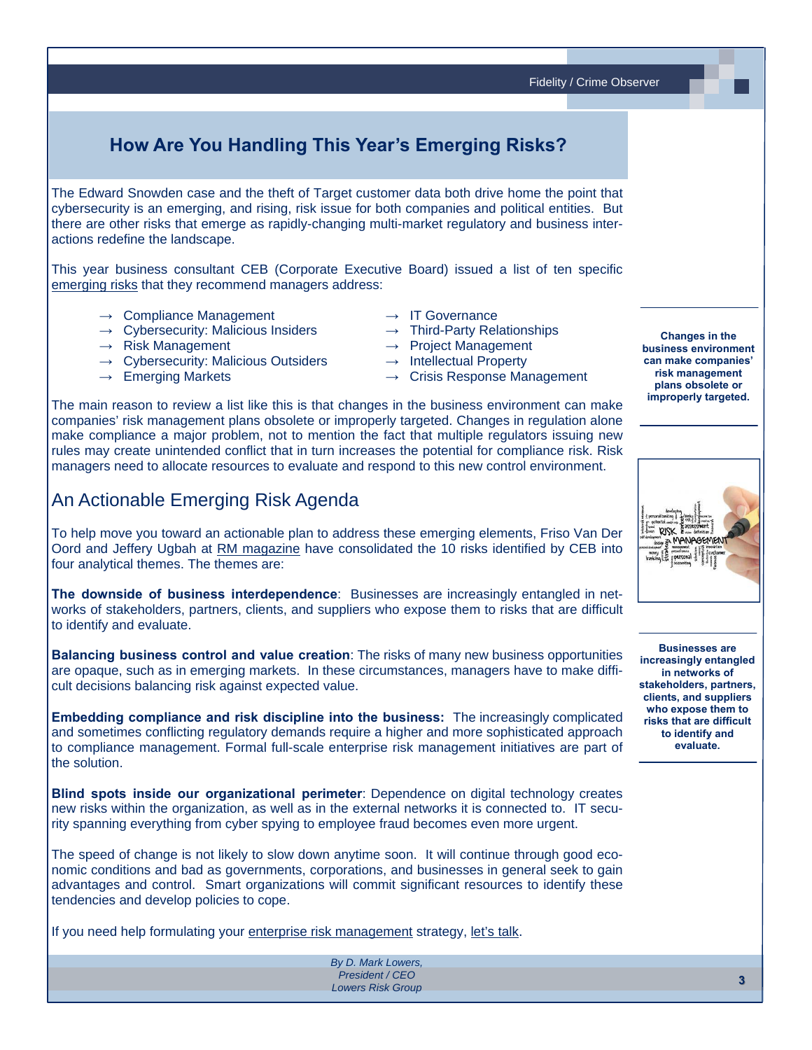# How Are You Handling This Year's Emerging Risks?

The Edward Snowden case and the theft of Target customer data both drive home the point that cybersecurity is an emerging, and rising, risk issue for both companies and political entities. But there are other risks that emerge as rapidly-changing multi-market regulatory and business interactions redefine the landscape.

This year business consultant CEB (Corporate Executive Board) issued a list of ten specific emerging risks that they recommend managers address:

- → Compliance Management
- → Cybersecurity: Malicious Insiders
- → Risk Management
- → Cybersecurity: Malicious Outsiders
- → Emerging Markets
- → IT Governance
- → Third-Party Relationships
- → Project Management
- → Intellectual Property
- → Crisis Response Management

The main reason to review a list like this is that changes in the business environment can make companies' risk management plans obsolete or improperly targeted. Changes in regulation alone make compliance a major problem, not to mention the fact that multiple regulators issuing new rules may create unintended conflict that in turn increases the potential for compliance risk. Risk managers need to allocate resources to evaluate and respond to this new control environment.

**Changes in the business environment can make companies' risk management plans obsolete or improperly targeted.**

## An Actionable Emerging Risk Agenda

To help move you toward an actionable plan to address these emerging elements, Friso Van Der Oord and Jeffery Ugbah at RM magazine have consolidated the 10 risks identified by CEB into four analytical themes. The themes are:

**The downside of business interdependence**: Businesses are increasingly entangled in networks of stakeholders, partners, clients, and suppliers who expose them to risks that are difficult to identify and evaluate.

**Businesses are increasingly entangled in networks of stakeholders, partners, clients, and suppliers who expose them to risks that are difficult to identify and evaluate.**

**Balancing business control and value creation**: The risks of many new business opportunities are opaque, such as in emerging markets. In these circumstances, managers have to make difficult decisions balancing risk against expected value.

**Embedding compliance and risk discipline into the business:** The increasingly complicated and sometimes conflicting regulatory demands require a higher and more sophisticated approach to compliance management. Formal full-scale enterprise risk management initiatives are part of the solution.

**Blind spots inside our organizational perimeter**: Dependence on digital technology creates new risks within the organization, as well as in the external networks it is connected to. IT security spanning everything from cyber spying to employee fraud becomes even more urgent.

The speed of change is not likely to slow down anytime soon. It will continue through good economic conditions and bad as governments, corporations, and businesses in general seek to gain advantages and control. Smart organizations will commit significant resources to identify these tendencies and develop policies to cope.

If you need help formulating your enterprise risk management strategy, let's talk.

*By D. Mark Lowers,*
*President / CEO*
*Lowers Risk Group*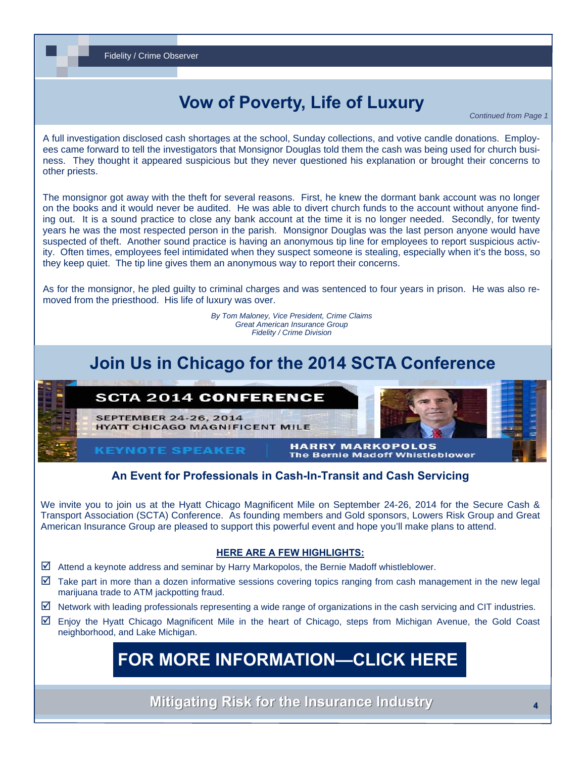## Vow of Poverty, Life of Luxury

*Continued from Page 1*

A full investigation disclosed cash shortages at the school, Sunday collections, and votive candle donations. Employees came forward to tell the investigators that Monsignor Douglas told them the cash was being used for church business. They thought it appeared suspicious but they never questioned his explanation or brought their concerns to other priests.

The monsignor got away with the theft for several reasons. First, he knew the dormant bank account was no longer on the books and it would never be audited. He was able to divert church funds to the account without anyone finding out. It is a sound practice to close any bank account at the time it is no longer needed. Secondly, for twenty years he was the most respected person in the parish. Monsignor Douglas was the last person anyone would have suspected of theft. Another sound practice is having an anonymous tip line for employees to report suspicious activity. Often times, employees feel intimidated when they suspect someone is stealing, especially when it's the boss, so they keep quiet. The tip line gives them an anonymous way to report their concerns.

As for the monsignor, he pled guilty to criminal charges and was sentenced to four years in prison. He was also removed from the priesthood. His life of luxury was over.

*By Tom Maloney, Vice President, Crime Claims*
*Great American Insurance Group*
*Fidelity / Crime Division*

## Join Us in Chicago for the 2014 SCTA Conference

SCTA 2014 CONFERENCE

SEPTEMBER 24-26, 2014
HYATT CHICAGO MAGNIFICENT MILE

KEYNOTE SPEAKER

HARRY MARKOPOLOS
The Bernie Madoff Whistleblower

### An Event for Professionals in Cash-In-Transit and Cash Servicing

We invite you to join us at the Hyatt Chicago Magnificent Mile on September 24-26, 2014 for the Secure Cash & Transport Association (SCTA) Conference. As founding members and Gold sponsors, Lowers Risk Group and Great American Insurance Group are pleased to support this powerful event and hope you'll make plans to attend.

**HERE ARE A FEW HIGHLIGHTS:**

- ☑ Attend a keynote address and seminar by Harry Markopolos, the Bernie Madoff whistleblower.
- ☑ Take part in more than a dozen informative sessions covering topics ranging from cash management in the new legal marijuana trade to ATM jackpotting fraud.
- ☑ Network with leading professionals representing a wide range of organizations in the cash servicing and CIT industries.
- ☑ Enjoy the Hyatt Chicago Magnificent Mile in the heart of Chicago, steps from Michigan Avenue, the Gold Coast neighborhood, and Lake Michigan.

**FOR MORE INFORMATION—CLICK HERE**